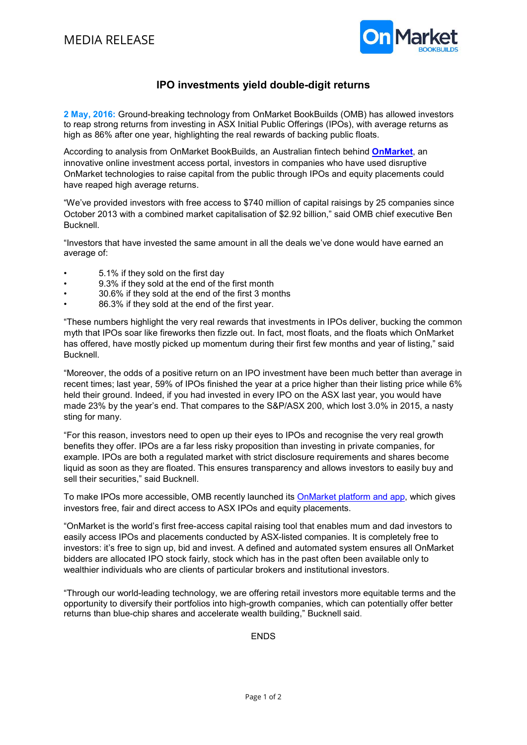MEDIA RELEASE

OnMarket BOOKBUILDS

## IPO investments yield double-digit returns

**2 May, 2016:** Ground-breaking technology from OnMarket BookBuilds (OMB) has allowed investors to reap strong returns from investing in ASX Initial Public Offerings (IPOs), with average returns as high as 86% after one year, highlighting the real rewards of backing public floats.

According to analysis from OnMarket BookBuilds, an Australian fintech behind **OnMarket**, an innovative online investment access portal, investors in companies who have used disruptive OnMarket technologies to raise capital from the public through IPOs and equity placements could have reaped high average returns.

"We've provided investors with free access to $740 million of capital raisings by 25 companies since October 2013 with a combined market capitalisation of $2.92 billion," said OMB chief executive Ben Bucknell.

"Investors that have invested the same amount in all the deals we've done would have earned an average of:

- 5.1% if they sold on the first day
- 9.3% if they sold at the end of the first month
- 30.6% if they sold at the end of the first 3 months
- 86.3% if they sold at the end of the first year.

"These numbers highlight the very real rewards that investments in IPOs deliver, bucking the common myth that IPOs soar like fireworks then fizzle out. In fact, most floats, and the floats which OnMarket has offered, have mostly picked up momentum during their first few months and year of listing," said Bucknell.

"Moreover, the odds of a positive return on an IPO investment have been much better than average in recent times; last year, 59% of IPOs finished the year at a price higher than their listing price while 6% held their ground. Indeed, if you had invested in every IPO on the ASX last year, you would have made 23% by the year's end. That compares to the S&P/ASX 200, which lost 3.0% in 2015, a nasty sting for many.

"For this reason, investors need to open up their eyes to IPOs and recognise the very real growth benefits they offer. IPOs are a far less risky proposition than investing in private companies, for example. IPOs are both a regulated market with strict disclosure requirements and shares become liquid as soon as they are floated. This ensures transparency and allows investors to easily buy and sell their securities," said Bucknell.

To make IPOs more accessible, OMB recently launched its OnMarket platform and app, which gives investors free, fair and direct access to ASX IPOs and equity placements.

"OnMarket is the world's first free-access capital raising tool that enables mum and dad investors to easily access IPOs and placements conducted by ASX-listed companies. It is completely free to investors: it's free to sign up, bid and invest. A defined and automated system ensures all OnMarket bidders are allocated IPO stock fairly, stock which has in the past often been available only to wealthier individuals who are clients of particular brokers and institutional investors.

"Through our world-leading technology, we are offering retail investors more equitable terms and the opportunity to diversify their portfolios into high-growth companies, which can potentially offer better returns than blue-chip shares and accelerate wealth building," Bucknell said.

ENDS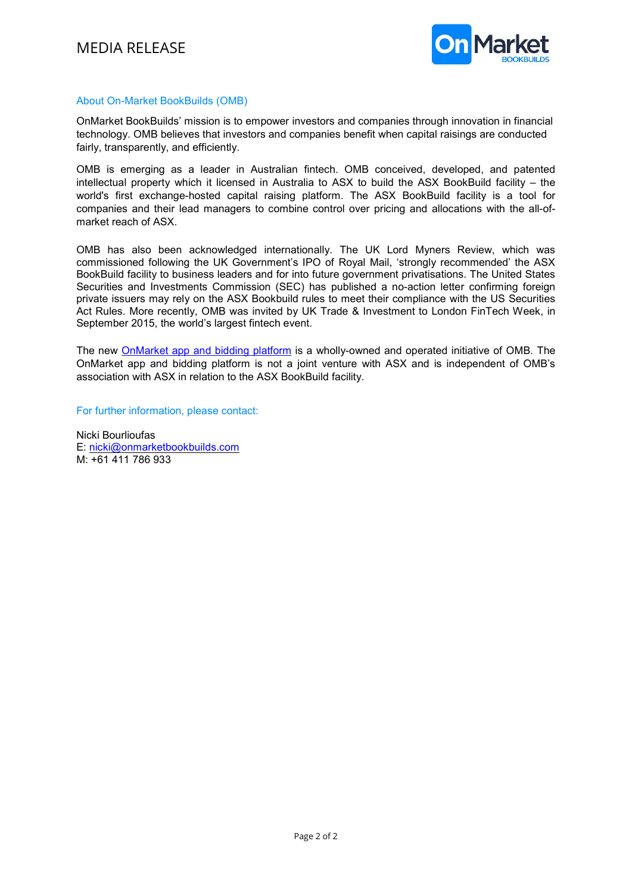## About On-Market BookBuilds (OMB)

OnMarket BookBuilds' mission is to empower investors and companies through innovation in financial technology. OMB believes that investors and companies benefit when capital raisings are conducted fairly, transparently, and efficiently.

OMB is emerging as a leader in Australian fintech. OMB conceived, developed, and patented intellectual property which it licensed in Australia to ASX to build the ASX BookBuild facility – the world's first exchange-hosted capital raising platform. The ASX BookBuild facility is a tool for companies and their lead managers to combine control over pricing and allocations with the all-of-market reach of ASX.

OMB has also been acknowledged internationally. The UK Lord Myners Review, which was commissioned following the UK Government's IPO of Royal Mail, 'strongly recommended' the ASX BookBuild facility to business leaders and for into future government privatisations. The United States Securities and Investments Commission (SEC) has published a no-action letter confirming foreign private issuers may rely on the ASX Bookbuild rules to meet their compliance with the US Securities Act Rules. More recently, OMB was invited by UK Trade & Investment to London FinTech Week, in September 2015, the world's largest fintech event.

The new OnMarket app and bidding platform is a wholly-owned and operated initiative of OMB. The OnMarket app and bidding platform is not a joint venture with ASX and is independent of OMB's association with ASX in relation to the ASX BookBuild facility.

## For further information, please contact:

Nicki Bourlioufas
E: nicki@onmarketbookbuilds.com
M: +61 411 786 933